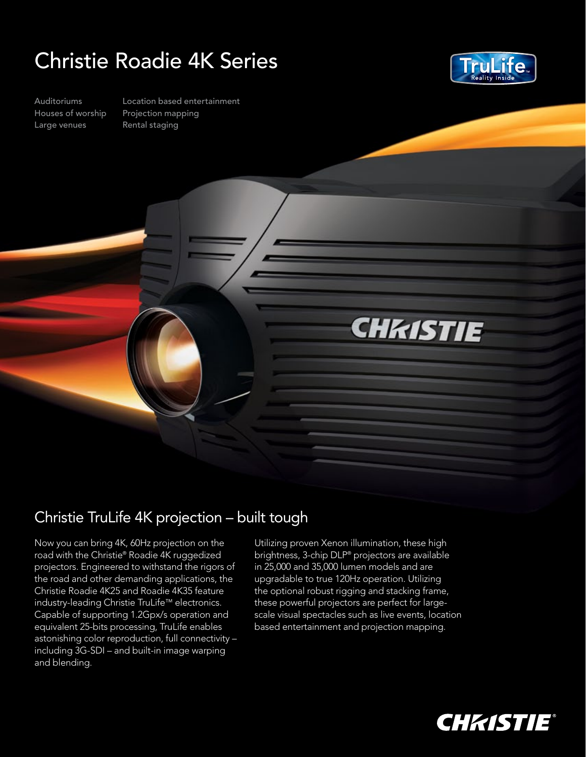# Christie Roadie 4K Series

Auditoriums
Houses of worship
Large venues
Location based entertainment
Projection mapping
Rental staging

## Christie TruLife 4K projection – built tough

Now you can bring 4K, 60Hz projection on the road with the Christie® Roadie 4K ruggedized projectors. Engineered to withstand the rigors of the road and other demanding applications, the Christie Roadie 4K25 and Roadie 4K35 feature industry-leading Christie TruLife™ electronics. Capable of supporting 1.2Gpx/s operation and equivalent 25-bits processing, TruLife enables astonishing color reproduction, full connectivity – including 3G-SDI – and built-in image warping and blending.

Utilizing proven Xenon illumination, these high brightness, 3-chip DLP® projectors are available in 25,000 and 35,000 lumen models and are upgradable to true 120Hz operation. Utilizing the optional robust rigging and stacking frame, these powerful projectors are perfect for large-scale visual spectacles such as live events, location based entertainment and projection mapping.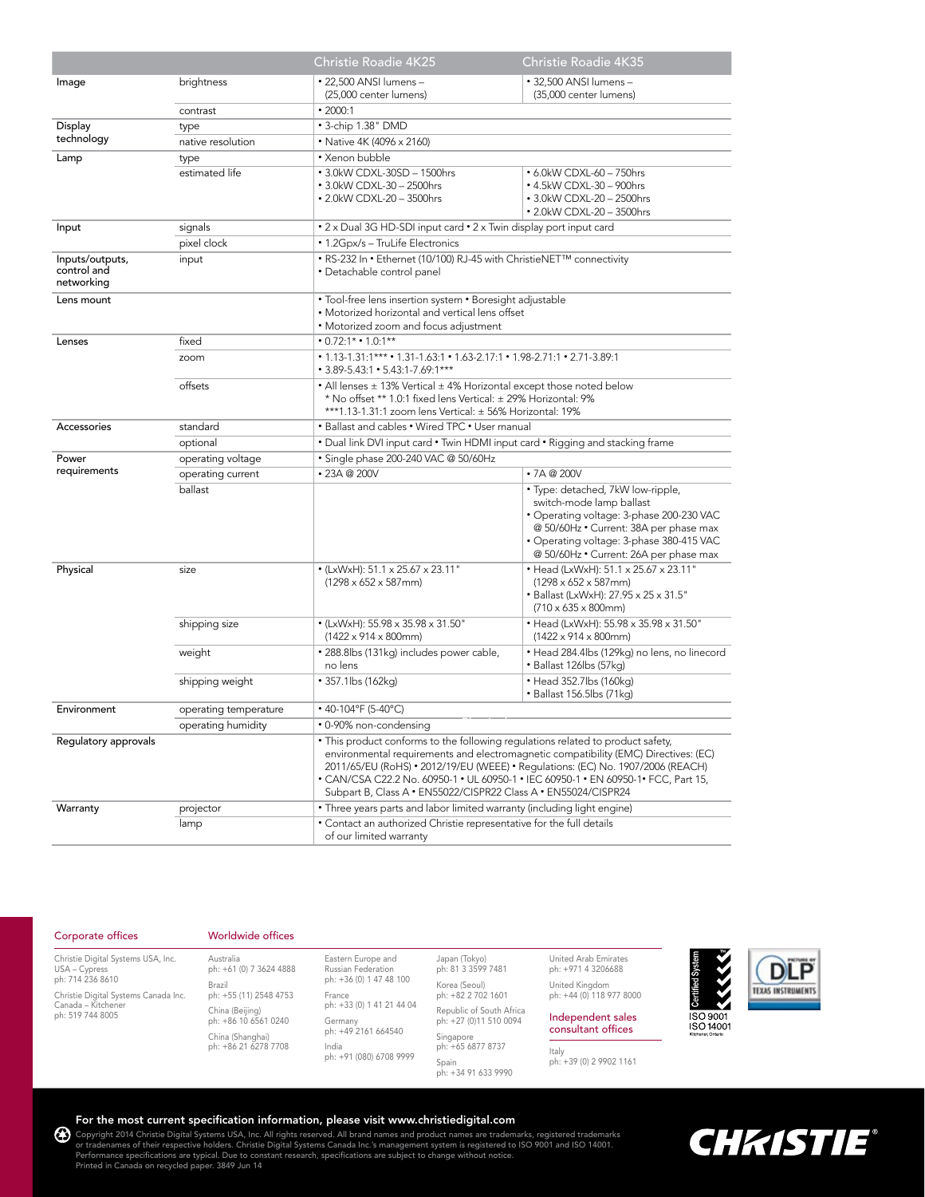| | | Christie Roadie 4K25 | Christie Roadie 4K35 |
|---|---|---|---|
| Image | brightness | • 22,500 ANSI lumens – (25,000 center lumens) | • 32,500 ANSI lumens – (35,000 center lumens) |
| | contrast | • 2000:1 | |
| Display technology | type | • 3-chip 1.38" DMD | |
| | native resolution | • Native 4K (4096 x 2160) | |
| Lamp | type | • Xenon bubble | |
| | estimated life | • 3.0kW CDXL-30SD – 1500hrs • 3.0kW CDXL-30 – 2500hrs • 2.0kW CDXL-20 – 3500hrs | • 6.0kW CDXL-60 – 750hrs • 4.5kW CDXL-30 – 900hrs • 3.0kW CDXL-20 – 2500hrs • 2.0kW CDXL-20 – 3500hrs |
| Input | signals | • 2 x Dual 3G HD-SDI input card • 2 x Twin display port input card | |
| | pixel clock | • 1.2Gpx/s – TruLife Electronics | |
| Inputs/outputs, control and networking | input | • RS-232 In • Ethernet (10/100) RJ-45 with ChristieNET™ connectivity • Detachable control panel | |
| Lens mount | | • Tool-free lens insertion system • Boresight adjustable • Motorized horizontal and vertical lens offset • Motorized zoom and focus adjustment | |
| Lenses | fixed | • 0.72:1* • 1.0:1** | |
| | zoom | • 1.13-1.31:1*** • 1.31-1.63:1 • 1.63-2.17:1 • 1.98-2.71:1 • 2.71-3.89:1 • 3.89-5.43:1 • 5.43:1-7.69:1*** | |
| | offsets | • All lenses ± 13% Vertical ± 4% Horizontal except those noted below * No offset ** 1.0:1 fixed lens Vertical: ± 29% Horizontal: 9% ***1.13-1.31:1 zoom lens Vertical: ± 56% Horizontal: 19% | |
| Accessories | standard | • Ballast and cables • Wired TPC • User manual | |
| | optional | • Dual link DVI input card • Twin HDMI input card • Rigging and stacking frame | |
| Power requirements | operating voltage | • Single phase 200-240 VAC @ 50/60Hz | |
| | operating current | • 23A @ 200V | • 7A @ 200V |
| | ballast | | • Type: detached, 7kW low-ripple, switch-mode lamp ballast • Operating voltage: 3-phase 200-230 VAC @ 50/60Hz • Current: 38A per phase max • Operating voltage: 3-phase 380-415 VAC @ 50/60Hz • Current: 26A per phase max |
| Physical | size | • (LxWxH): 51.1 x 25.67 x 23.11" (1298 x 652 x 587mm) | • Head (LxWxH): 51.1 x 25.67 x 23.11" (1298 x 652 x 587mm) • Ballast (LxWxH): 27.95 x 25 x 31.5" (710 x 635 x 800mm) |
| | shipping size | • (LxWxH): 55.98 x 35.98 x 31.50" (1422 x 914 x 800mm) | • Head (LxWxH): 55.98 x 35.98 x 31.50" (1422 x 914 x 800mm) |
| | weight | • 288.8lbs (131kg) includes power cable, no lens | • Head 284.4lbs (129kg) no lens, no linecord • Ballast 126lbs (57kg) |
| | shipping weight | • 357.1lbs (162kg) | • Head 352.7lbs (160kg) • Ballast 156.5lbs (71kg) |
| Environment | operating temperature | • 40-104°F (5-40°C) | |
| | operating humidity | • 0-90% non-condensing | |
| Regulatory approvals | | • This product conforms to the following regulations related to product safety, environmental requirements and electromagnetic compatibility (EMC) Directives: (EC) 2011/65/EU (RoHS) • 2012/19/EU (WEEE) • Regulations: (EC) No. 1907/2006 (REACH) • CAN/CSA C22.2 No. 60950-1 • UL 60950-1 • IEC 60950-1 • EN 60950-1• FCC, Part 15, Subpart B, Class A • EN55022/CISPR22 Class A • EN55024/CISPR24 | |
| Warranty | projector | • Three years parts and labor limited warranty (including light engine) | |
| | lamp | • Contact an authorized Christie representative for the full details of our limited warranty | |

**Corporate offices**

Christie Digital Systems USA, Inc.
USA – Cypress
ph: 714 236 8610

Christie Digital Systems Canada Inc.
Canada – Kitchener
ph: 519 744 8005

**Worldwide offices**

Australia
ph: +61 (0) 7 3624 4888

Brazil
ph: +55 (11) 2548 4753

China (Beijing)
ph: +86 10 6561 0240

China (Shanghai)
ph: +86 21 6278 7708

Eastern Europe and Russian Federation
ph: +36 (0) 1 47 48 100

France
ph: +33 (0) 1 41 21 44 04

Germany
ph: +49 2161 664540

India
ph: +91 (080) 6708 9999

Japan (Tokyo)
ph: 81 3 3599 7481

Korea (Seoul)
ph: +82 2 702 1601

Republic of South Africa
ph: +27 (0)11 510 0094

Singapore
ph: +65 6877 8737

Spain
ph: +34 91 633 9990

United Arab Emirates
ph: +971 4 3206688

United Kingdom
ph: +44 (0) 118 977 8000

**Independent sales consultant offices**

Italy
ph: +39 (0) 2 9902 1161

Certified System ISO 9001 ISO 14001 Kitchener, Ontario

DLP Texas Instruments

**For the most current specification information, please visit www.christiedigital.com**

Copyright 2014 Christie Digital Systems USA, Inc. All rights reserved. All brand names and product names are trademarks, registered trademarks or tradenames of their respective holders. Christie Digital Systems Canada Inc.'s management system is registered to ISO 9001 and ISO 14001. Performance specifications are typical. Due to constant research, specifications are subject to change without notice.
Printed in Canada on recycled paper. 3849 Jun 14

CHRISTIE®